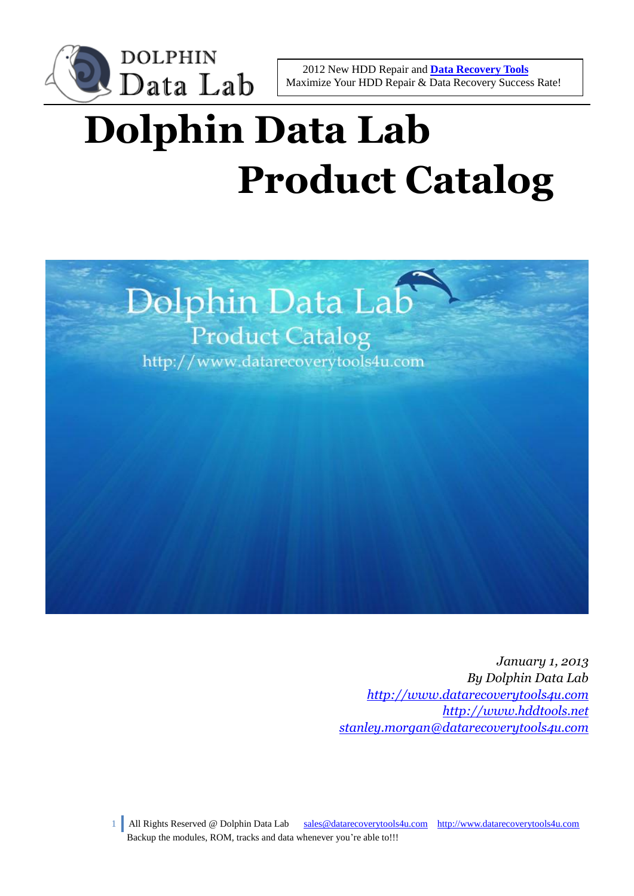2012 New HDD Repair and **Data Recovery Tools**
Maximize Your HDD Repair & Data Recovery Success Rate!

# Dolphin Data Lab Product Catalog

*January 1, 2013*
*By Dolphin Data Lab*
*http://www.datarecoverytools4u.com*
*http://www.hddtools.net*
*stanley.morgan@datarecoverytools4u.com*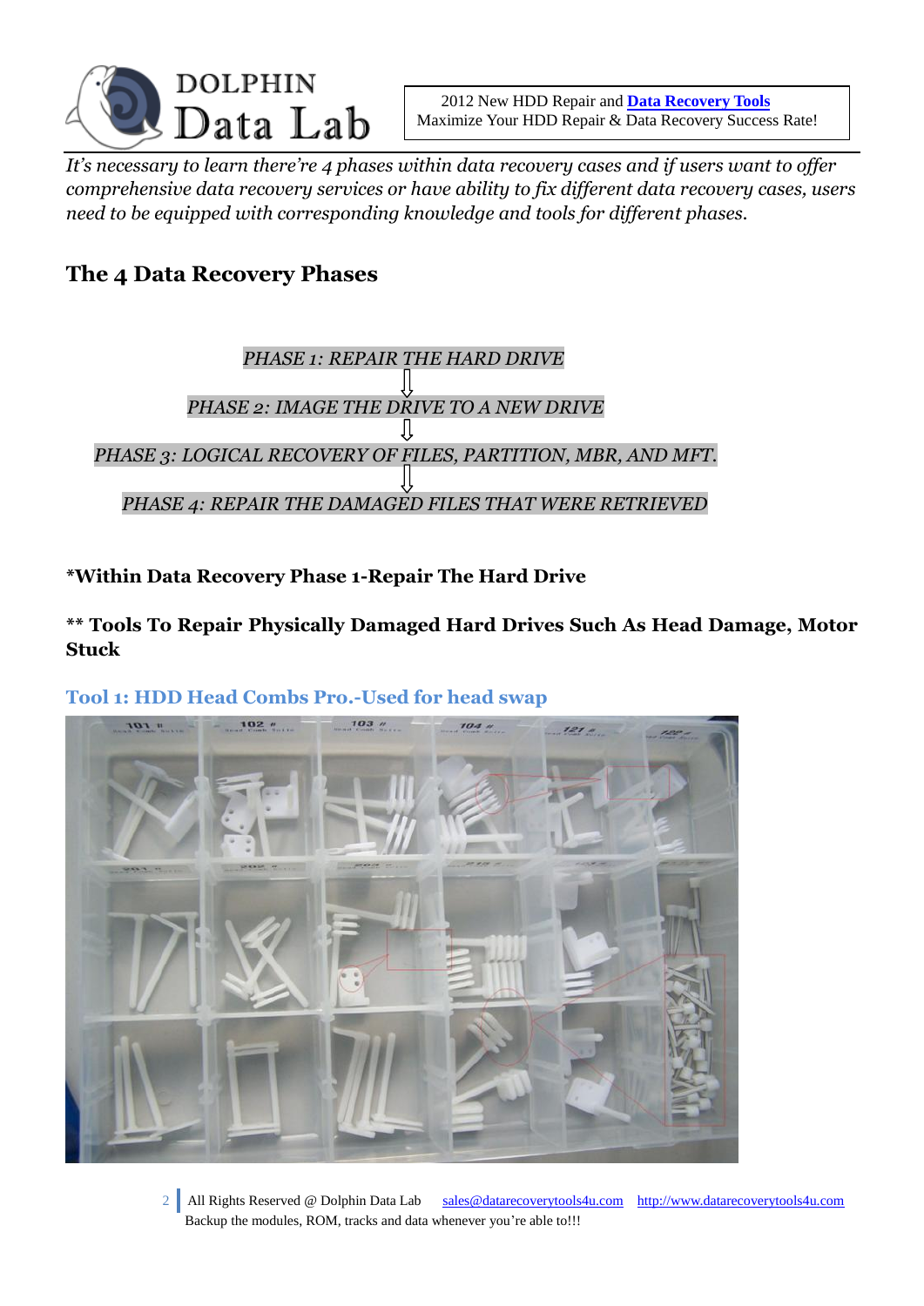*It's necessary to learn there're 4 phases within data recovery cases and if users want to offer comprehensive data recovery services or have ability to fix different data recovery cases, users need to be equipped with corresponding knowledge and tools for different phases.*

## The 4 Data Recovery Phases

*PHASE 1: REPAIR THE HARD DRIVE*

⇩

*PHASE 2: IMAGE THE DRIVE TO A NEW DRIVE*

⇩

*PHASE 3: LOGICAL RECOVERY OF FILES, PARTITION, MBR, AND MFT.*

⇩

*PHASE 4: REPAIR THE DAMAGED FILES THAT WERE RETRIEVED*

### *Within Data Recovery Phase 1-Repair The Hard Drive

### ** Tools To Repair Physically Damaged Hard Drives Such As Head Damage, Motor Stuck

### Tool 1: HDD Head Combs Pro.-Used for head swap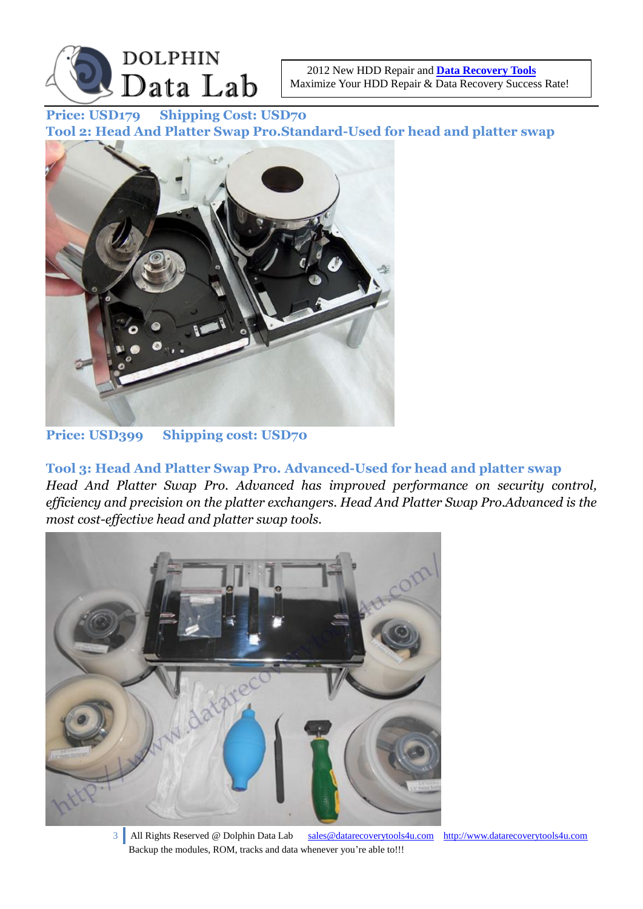**Price: USD179 Shipping Cost: USD70**

## Tool 2: Head And Platter Swap Pro.Standard-Used for head and platter swap

**Price: USD399 Shipping cost: USD70**

## Tool 3: Head And Platter Swap Pro. Advanced-Used for head and platter swap

*Head And Platter Swap Pro. Advanced has improved performance on security control, efficiency and precision on the platter exchangers. Head And Platter Swap Pro.Advanced is the most cost-effective head and platter swap tools.*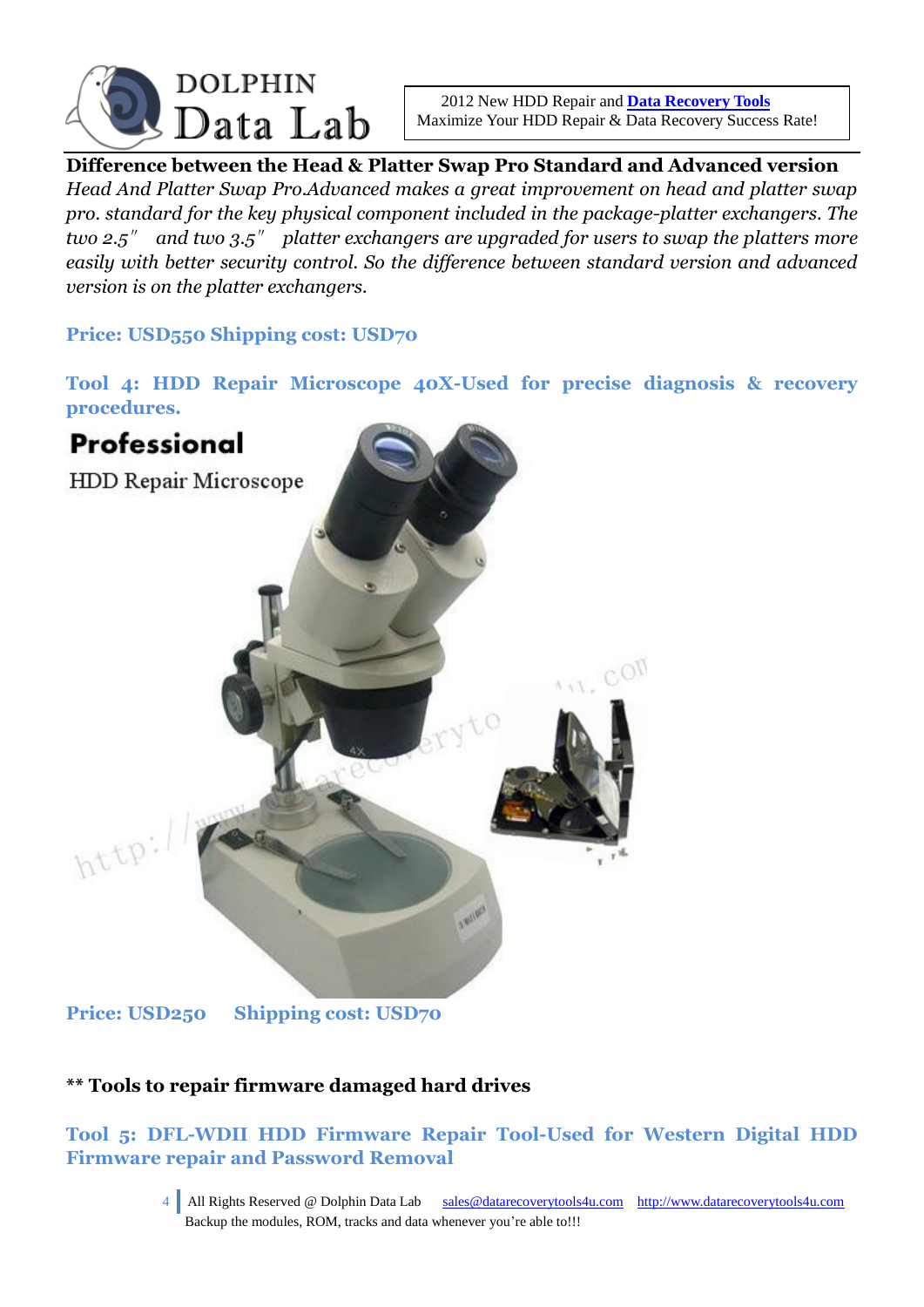**Difference between the Head & Platter Swap Pro Standard and Advanced version**

*Head And Platter Swap Pro.Advanced makes a great improvement on head and platter swap pro. standard for the key physical component included in the package-platter exchangers. The two 2.5" and two 3.5" platter exchangers are upgraded for users to swap the platters more easily with better security control. So the difference between standard version and advanced version is on the platter exchangers.*

**Price: USD550 Shipping cost: USD70**

**Tool 4: HDD Repair Microscope 40X-Used for precise diagnosis & recovery procedures.**

**Price: USD250 Shipping cost: USD70**

**\*\* Tools to repair firmware damaged hard drives**

**Tool 5: DFL-WDII HDD Firmware Repair Tool-Used for Western Digital HDD Firmware repair and Password Removal**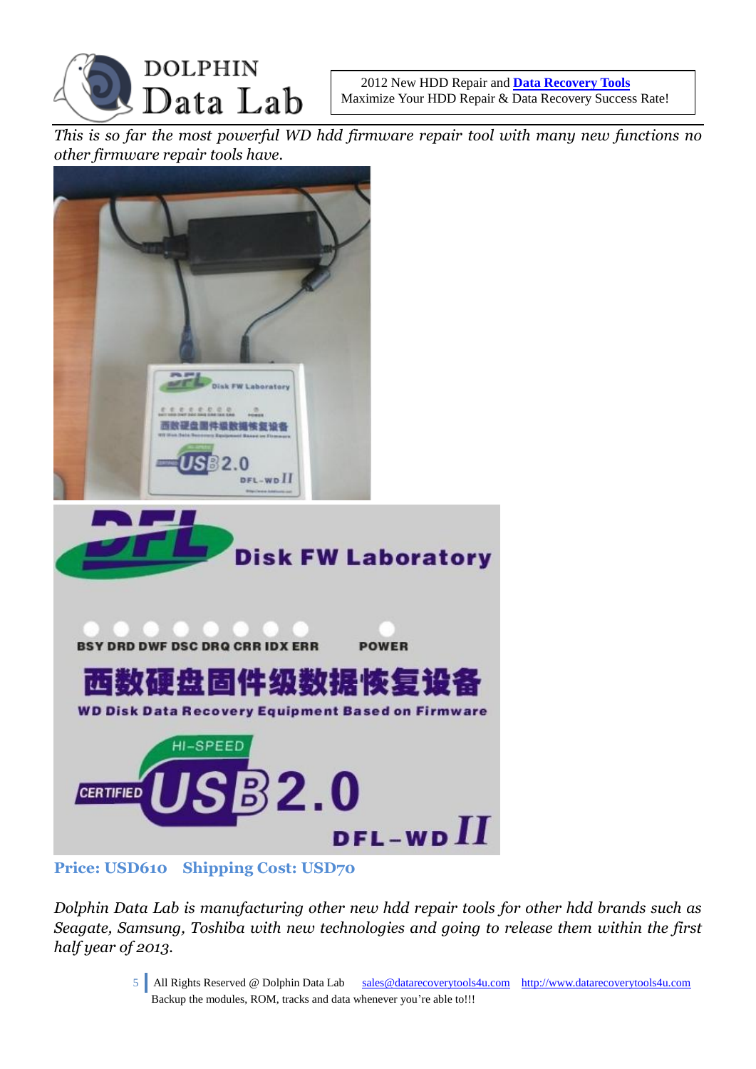*This is so far the most powerful WD hdd firmware repair tool with many new functions no other firmware repair tools have.*

**Price: USD610 Shipping Cost: USD70**

*Dolphin Data Lab is manufacturing other new hdd repair tools for other hdd brands such as Seagate, Samsung, Toshiba with new technologies and going to release them within the first half year of 2013.*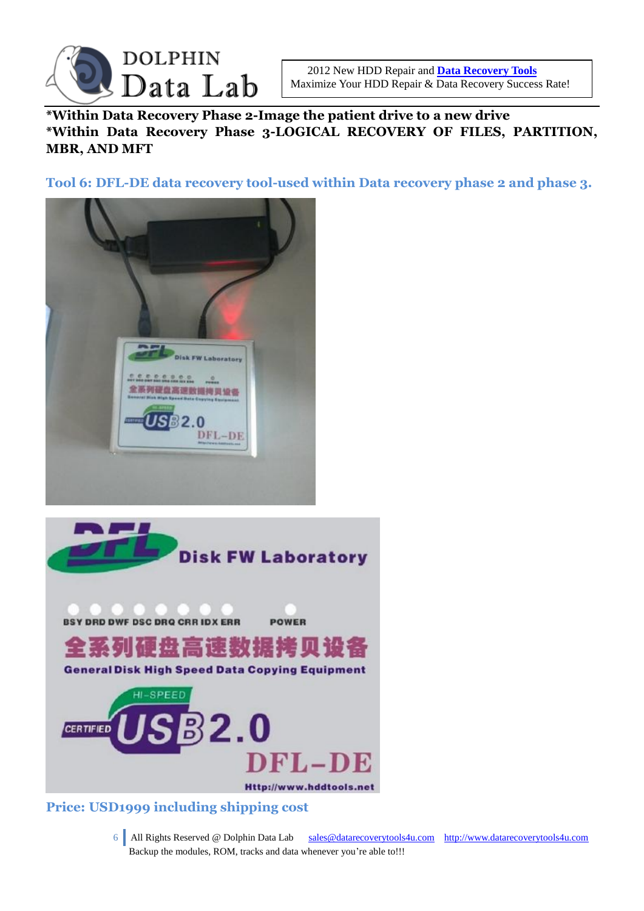**\*Within Data Recovery Phase 2-Image the patient drive to a new drive**
**\*Within Data Recovery Phase 3-LOGICAL RECOVERY OF FILES, PARTITION, MBR, AND MFT**

## Tool 6: DFL-DE data recovery tool-used within Data recovery phase 2 and phase 3.

**Price: USD1999 including shipping cost**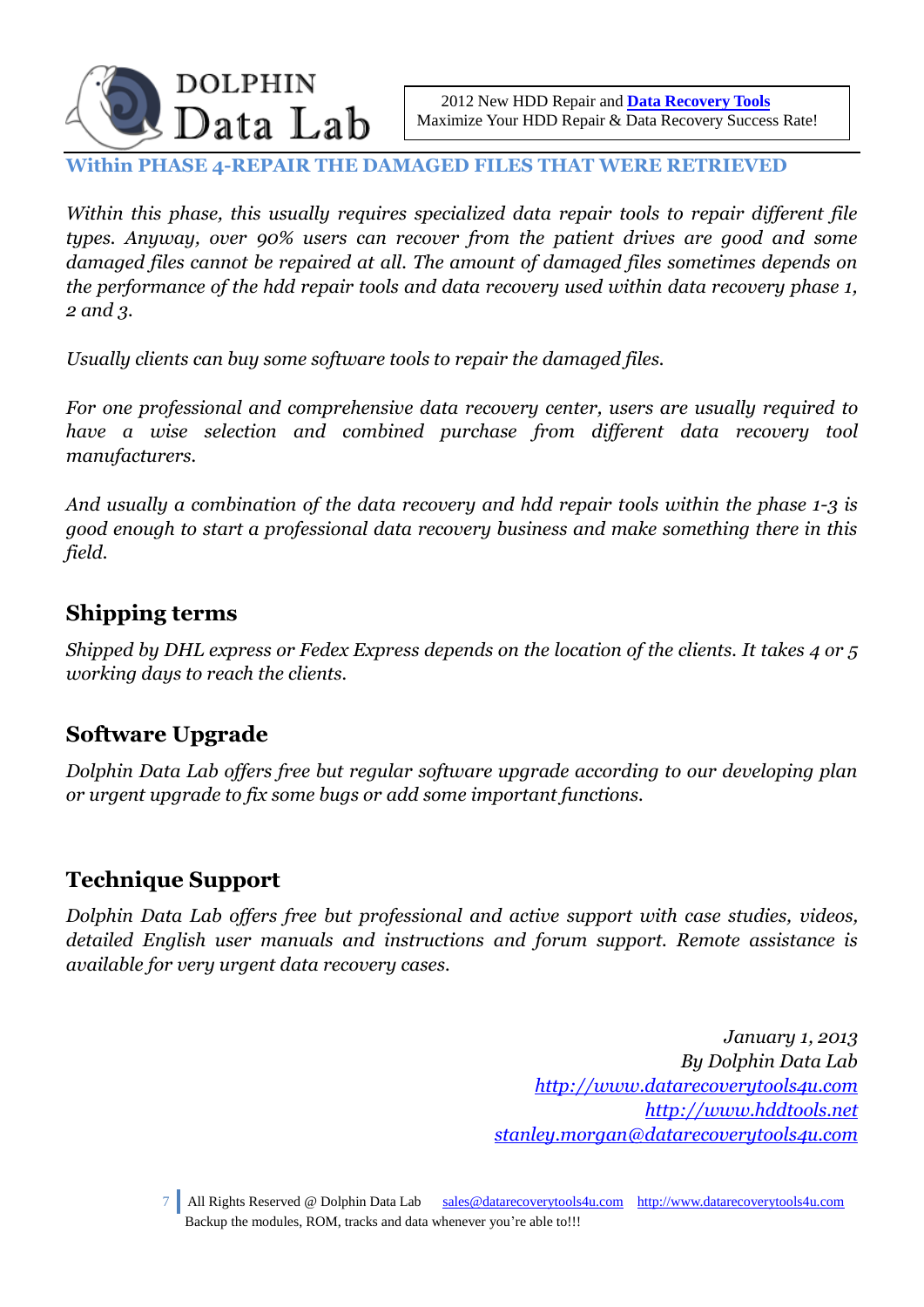### Within PHASE 4-REPAIR THE DAMAGED FILES THAT WERE RETRIEVED

*Within this phase, this usually requires specialized data repair tools to repair different file types. Anyway, over 90% users can recover from the patient drives are good and some damaged files cannot be repaired at all. The amount of damaged files sometimes depends on the performance of the hdd repair tools and data recovery used within data recovery phase 1, 2 and 3.*

*Usually clients can buy some software tools to repair the damaged files.*

*For one professional and comprehensive data recovery center, users are usually required to have a wise selection and combined purchase from different data recovery tool manufacturers.*

*And usually a combination of the data recovery and hdd repair tools within the phase 1-3 is good enough to start a professional data recovery business and make something there in this field.*

## Shipping terms

*Shipped by DHL express or Fedex Express depends on the location of the clients. It takes 4 or 5 working days to reach the clients.*

## Software Upgrade

*Dolphin Data Lab offers free but regular software upgrade according to our developing plan or urgent upgrade to fix some bugs or add some important functions.*

## Technique Support

*Dolphin Data Lab offers free but professional and active support with case studies, videos, detailed English user manuals and instructions and forum support. Remote assistance is available for very urgent data recovery cases.*

*January 1, 2013*
*By Dolphin Data Lab*
*http://www.datarecoverytools4u.com*
*http://www.hddtools.net*
*stanley.morgan@datarecoverytools4u.com*